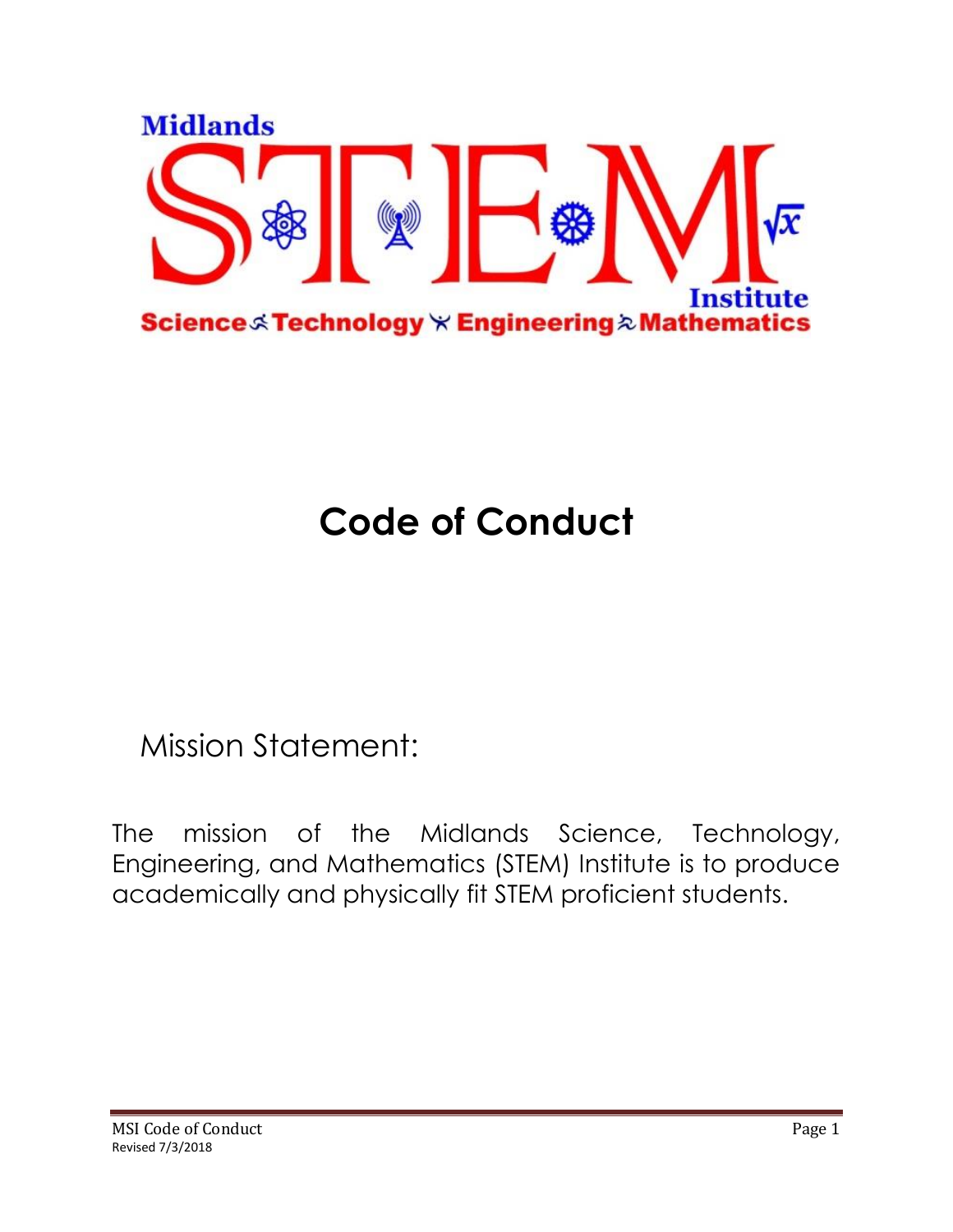Midlands

STEM

Institute

Science Technology Engineering Mathematics

# Code of Conduct

## Mission Statement:

The mission of the Midlands Science, Technology, Engineering, and Mathematics (STEM) Institute is to produce academically and physically fit STEM proficient students.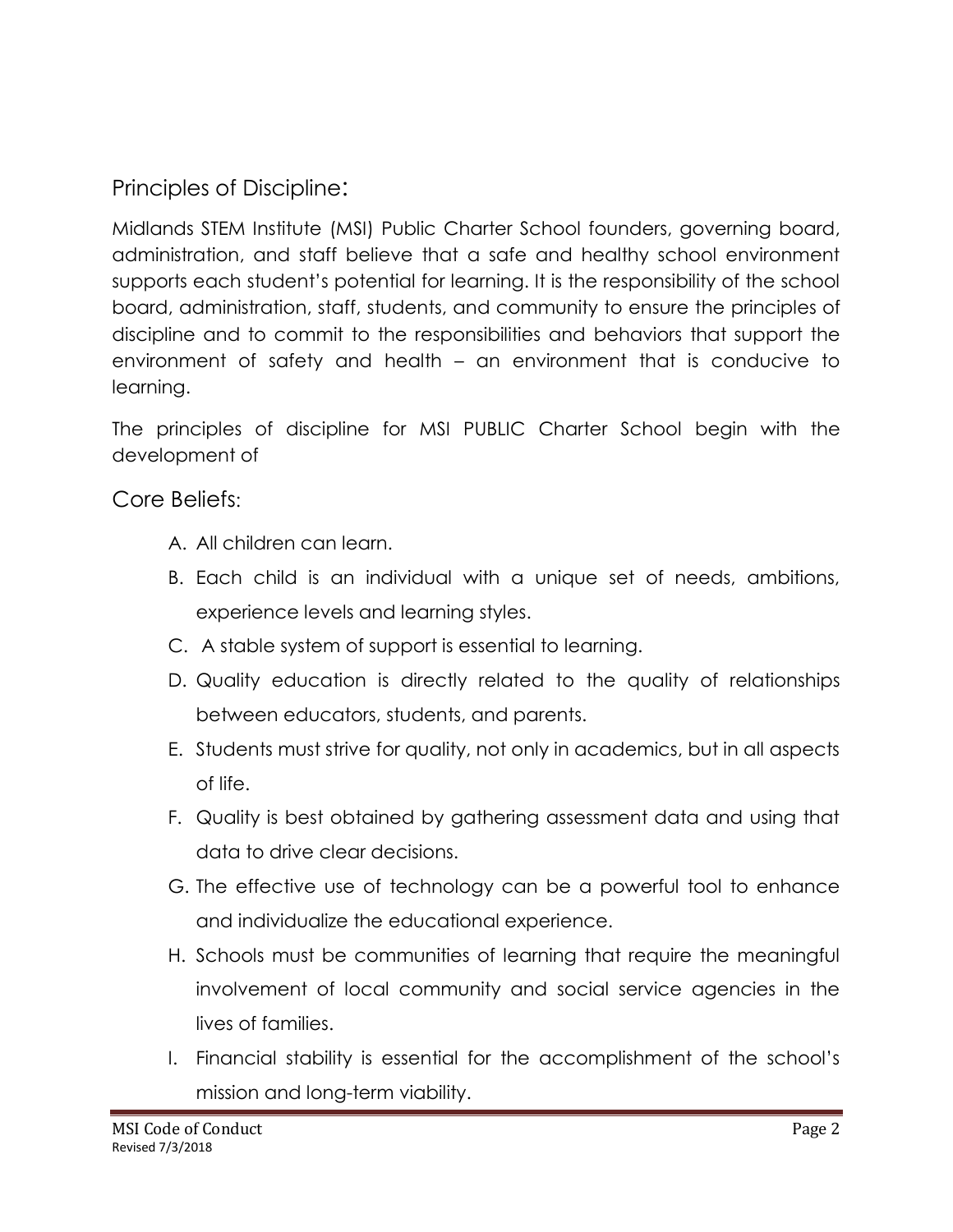## Principles of Discipline:

Midlands STEM Institute (MSI) Public Charter School founders, governing board, administration, and staff believe that a safe and healthy school environment supports each student's potential for learning. It is the responsibility of the school board, administration, staff, students, and community to ensure the principles of discipline and to commit to the responsibilities and behaviors that support the environment of safety and health – an environment that is conducive to learning.

The principles of discipline for MSI PUBLIC Charter School begin with the development of

## Core Beliefs:

A. All children can learn.

B. Each child is an individual with a unique set of needs, ambitions, experience levels and learning styles.

C. A stable system of support is essential to learning.

D. Quality education is directly related to the quality of relationships between educators, students, and parents.

E. Students must strive for quality, not only in academics, but in all aspects of life.

F. Quality is best obtained by gathering assessment data and using that data to drive clear decisions.

G. The effective use of technology can be a powerful tool to enhance and individualize the educational experience.

H. Schools must be communities of learning that require the meaningful involvement of local community and social service agencies in the lives of families.

I. Financial stability is essential for the accomplishment of the school's mission and long-term viability.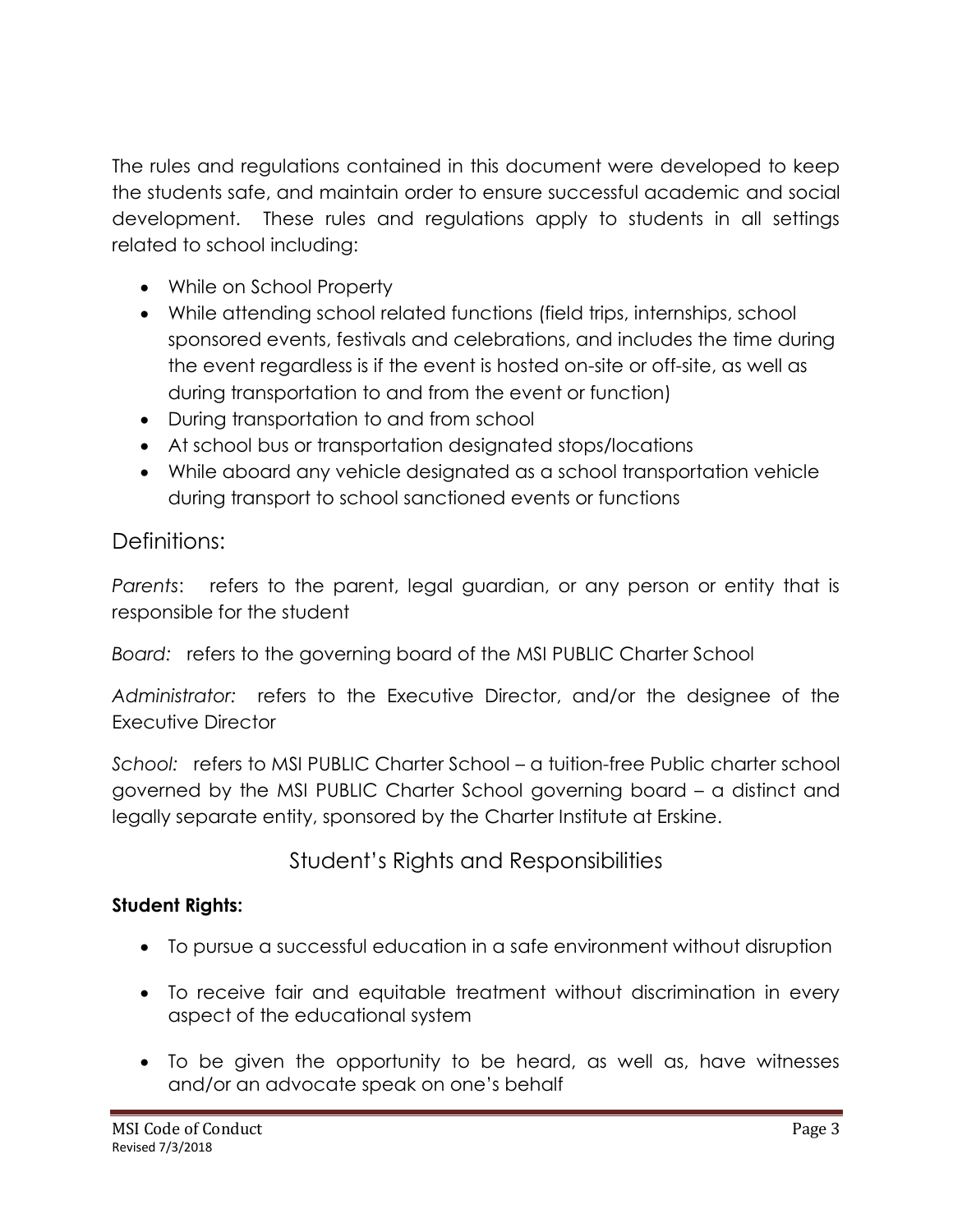The rules and regulations contained in this document were developed to keep the students safe, and maintain order to ensure successful academic and social development. These rules and regulations apply to students in all settings related to school including:

- While on School Property
- While attending school related functions (field trips, internships, school sponsored events, festivals and celebrations, and includes the time during the event regardless is if the event is hosted on-site or off-site, as well as during transportation to and from the event or function)
- During transportation to and from school
- At school bus or transportation designated stops/locations
- While aboard any vehicle designated as a school transportation vehicle during transport to school sanctioned events or functions

## Definitions:

*Parents*: refers to the parent, legal guardian, or any person or entity that is responsible for the student

*Board:* refers to the governing board of the MSI PUBLIC Charter School

*Administrator:* refers to the Executive Director, and/or the designee of the Executive Director

*School:* refers to MSI PUBLIC Charter School – a tuition-free Public charter school governed by the MSI PUBLIC Charter School governing board – a distinct and legally separate entity, sponsored by the Charter Institute at Erskine.

## Student's Rights and Responsibilities

**Student Rights:**

- To pursue a successful education in a safe environment without disruption
- To receive fair and equitable treatment without discrimination in every aspect of the educational system
- To be given the opportunity to be heard, as well as, have witnesses and/or an advocate speak on one's behalf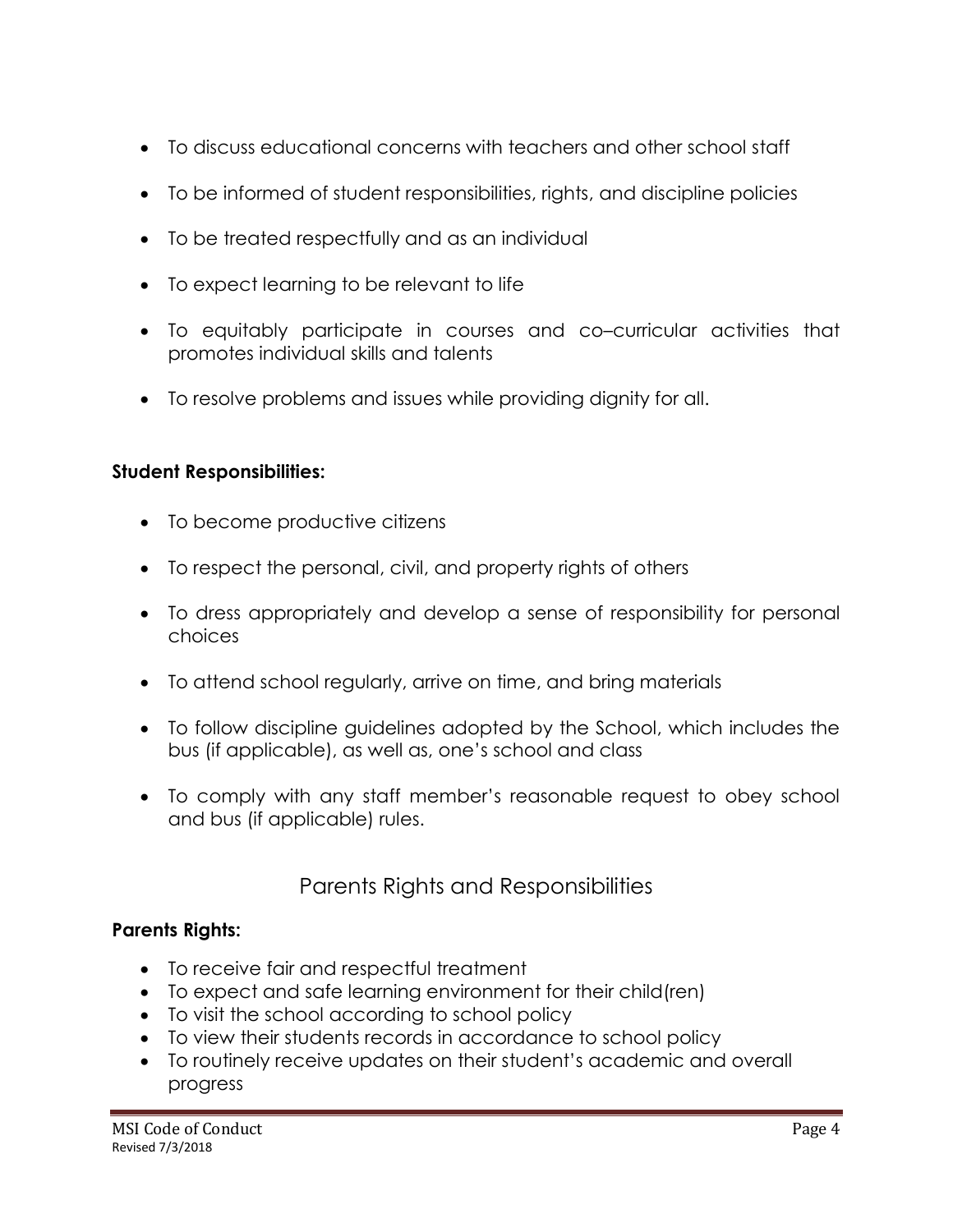- To discuss educational concerns with teachers and other school staff
- To be informed of student responsibilities, rights, and discipline policies
- To be treated respectfully and as an individual
- To expect learning to be relevant to life
- To equitably participate in courses and co–curricular activities that promotes individual skills and talents
- To resolve problems and issues while providing dignity for all.

**Student Responsibilities:**

- To become productive citizens
- To respect the personal, civil, and property rights of others
- To dress appropriately and develop a sense of responsibility for personal choices
- To attend school regularly, arrive on time, and bring materials
- To follow discipline guidelines adopted by the School, which includes the bus (if applicable), as well as, one's school and class
- To comply with any staff member's reasonable request to obey school and bus (if applicable) rules.

## Parents Rights and Responsibilities

**Parents Rights:**

- To receive fair and respectful treatment
- To expect and safe learning environment for their child(ren)
- To visit the school according to school policy
- To view their students records in accordance to school policy
- To routinely receive updates on their student's academic and overall progress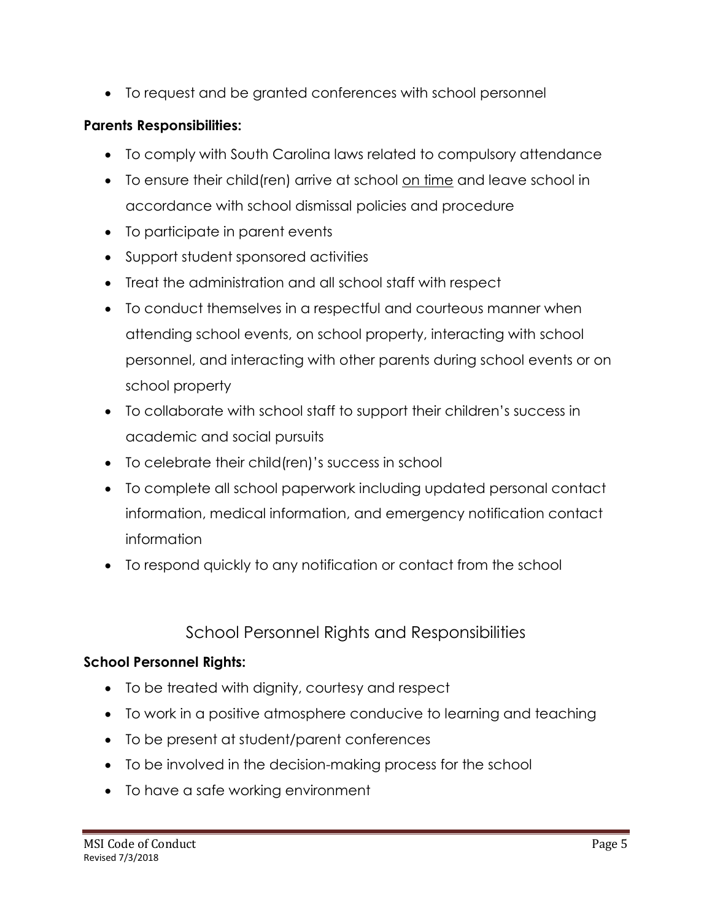- To request and be granted conferences with school personnel

**Parents Responsibilities:**

- To comply with South Carolina laws related to compulsory attendance
- To ensure their child(ren) arrive at school <u>on time</u> and leave school in accordance with school dismissal policies and procedure
- To participate in parent events
- Support student sponsored activities
- Treat the administration and all school staff with respect
- To conduct themselves in a respectful and courteous manner when attending school events, on school property, interacting with school personnel, and interacting with other parents during school events or on school property
- To collaborate with school staff to support their children's success in academic and social pursuits
- To celebrate their child(ren)'s success in school
- To complete all school paperwork including updated personal contact information, medical information, and emergency notification contact information
- To respond quickly to any notification or contact from the school

## School Personnel Rights and Responsibilities

**School Personnel Rights:**

- To be treated with dignity, courtesy and respect
- To work in a positive atmosphere conducive to learning and teaching
- To be present at student/parent conferences
- To be involved in the decision-making process for the school
- To have a safe working environment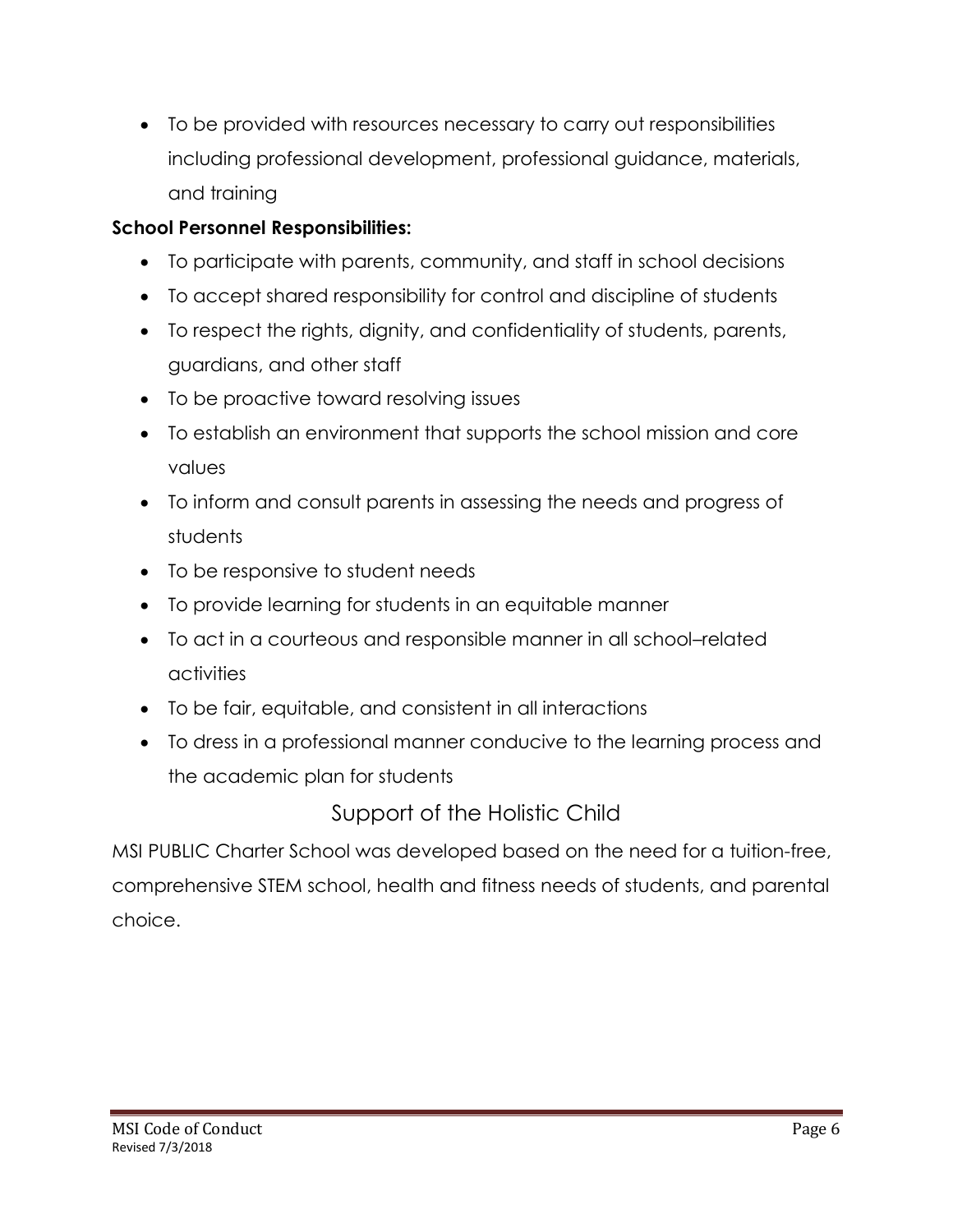- To be provided with resources necessary to carry out responsibilities including professional development, professional guidance, materials, and training

**School Personnel Responsibilities:**

- To participate with parents, community, and staff in school decisions
- To accept shared responsibility for control and discipline of students
- To respect the rights, dignity, and confidentiality of students, parents, guardians, and other staff
- To be proactive toward resolving issues
- To establish an environment that supports the school mission and core values
- To inform and consult parents in assessing the needs and progress of students
- To be responsive to student needs
- To provide learning for students in an equitable manner
- To act in a courteous and responsible manner in all school–related activities
- To be fair, equitable, and consistent in all interactions
- To dress in a professional manner conducive to the learning process and the academic plan for students

## Support of the Holistic Child

MSI PUBLIC Charter School was developed based on the need for a tuition-free, comprehensive STEM school, health and fitness needs of students, and parental choice.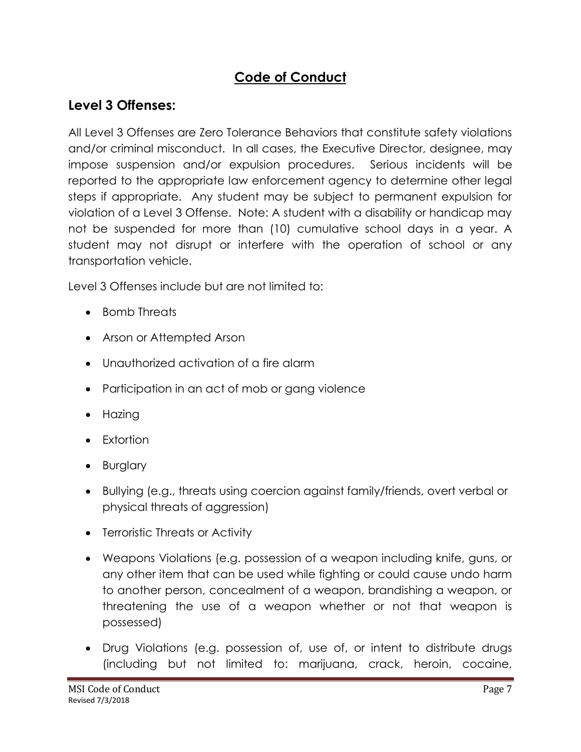# Code of Conduct

## Level 3 Offenses:

All Level 3 Offenses are Zero Tolerance Behaviors that constitute safety violations and/or criminal misconduct. In all cases, the Executive Director, designee, may impose suspension and/or expulsion procedures. Serious incidents will be reported to the appropriate law enforcement agency to determine other legal steps if appropriate. Any student may be subject to permanent expulsion for violation of a Level 3 Offense. Note: A student with a disability or handicap may not be suspended for more than (10) cumulative school days in a year. A student may not disrupt or interfere with the operation of school or any transportation vehicle.

Level 3 Offenses include but are not limited to:

- Bomb Threats
- Arson or Attempted Arson
- Unauthorized activation of a fire alarm
- Participation in an act of mob or gang violence
- Hazing
- Extortion
- Burglary
- Bullying (e.g., threats using coercion against family/friends, overt verbal or physical threats of aggression)
- Terroristic Threats or Activity
- Weapons Violations (e.g. possession of a weapon including knife, guns, or any other item that can be used while fighting or could cause undo harm to another person, concealment of a weapon, brandishing a weapon, or threatening the use of a weapon whether or not that weapon is possessed)
- Drug Violations (e.g. possession of, use of, or intent to distribute drugs (including but not limited to: marijuana, crack, heroin, cocaine,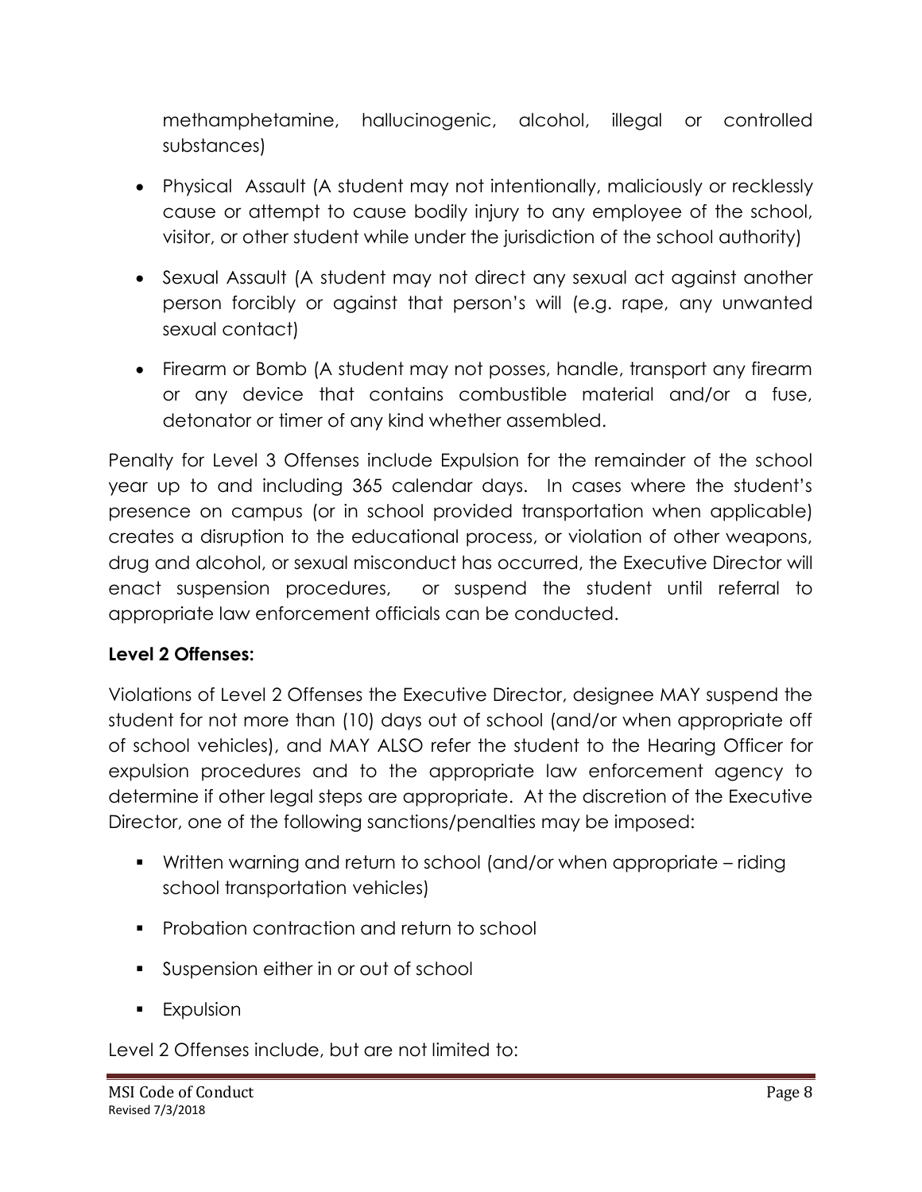methamphetamine, hallucinogenic, alcohol, illegal or controlled substances)

- Physical Assault (A student may not intentionally, maliciously or recklessly cause or attempt to cause bodily injury to any employee of the school, visitor, or other student while under the jurisdiction of the school authority)
- Sexual Assault (A student may not direct any sexual act against another person forcibly or against that person's will (e.g. rape, any unwanted sexual contact)
- Firearm or Bomb (A student may not posses, handle, transport any firearm or any device that contains combustible material and/or a fuse, detonator or timer of any kind whether assembled.

Penalty for Level 3 Offenses include Expulsion for the remainder of the school year up to and including 365 calendar days. In cases where the student's presence on campus (or in school provided transportation when applicable) creates a disruption to the educational process, or violation of other weapons, drug and alcohol, or sexual misconduct has occurred, the Executive Director will enact suspension procedures, or suspend the student until referral to appropriate law enforcement officials can be conducted.

**Level 2 Offenses:**

Violations of Level 2 Offenses the Executive Director, designee MAY suspend the student for not more than (10) days out of school (and/or when appropriate off of school vehicles), and MAY ALSO refer the student to the Hearing Officer for expulsion procedures and to the appropriate law enforcement agency to determine if other legal steps are appropriate. At the discretion of the Executive Director, one of the following sanctions/penalties may be imposed:

- Written warning and return to school (and/or when appropriate – riding school transportation vehicles)
- Probation contraction and return to school
- Suspension either in or out of school
- Expulsion

Level 2 Offenses include, but are not limited to: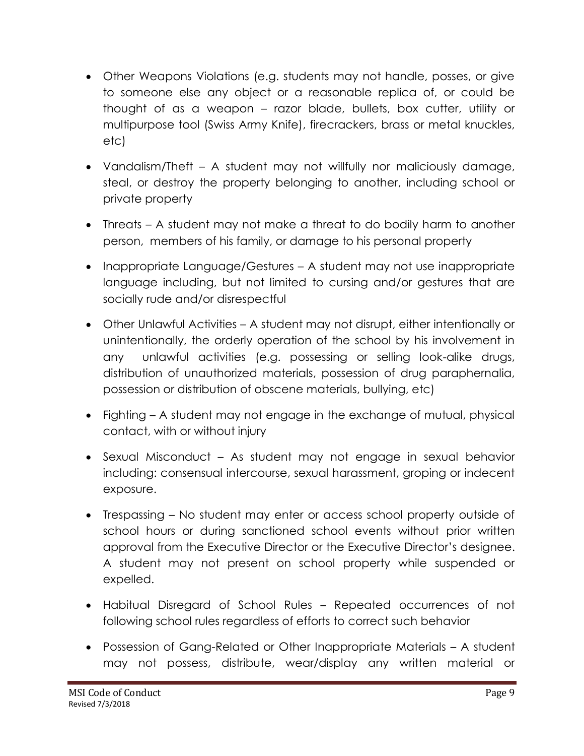- Other Weapons Violations (e.g. students may not handle, posses, or give to someone else any object or a reasonable replica of, or could be thought of as a weapon – razor blade, bullets, box cutter, utility or multipurpose tool (Swiss Army Knife), firecrackers, brass or metal knuckles, etc)
- Vandalism/Theft – A student may not willfully nor maliciously damage, steal, or destroy the property belonging to another, including school or private property
- Threats – A student may not make a threat to do bodily harm to another person, members of his family, or damage to his personal property
- Inappropriate Language/Gestures – A student may not use inappropriate language including, but not limited to cursing and/or gestures that are socially rude and/or disrespectful
- Other Unlawful Activities – A student may not disrupt, either intentionally or unintentionally, the orderly operation of the school by his involvement in any unlawful activities (e.g. possessing or selling look-alike drugs, distribution of unauthorized materials, possession of drug paraphernalia, possession or distribution of obscene materials, bullying, etc)
- Fighting – A student may not engage in the exchange of mutual, physical contact, with or without injury
- Sexual Misconduct – As student may not engage in sexual behavior including: consensual intercourse, sexual harassment, groping or indecent exposure.
- Trespassing – No student may enter or access school property outside of school hours or during sanctioned school events without prior written approval from the Executive Director or the Executive Director's designee. A student may not present on school property while suspended or expelled.
- Habitual Disregard of School Rules – Repeated occurrences of not following school rules regardless of efforts to correct such behavior
- Possession of Gang-Related or Other Inappropriate Materials – A student may not possess, distribute, wear/display any written material or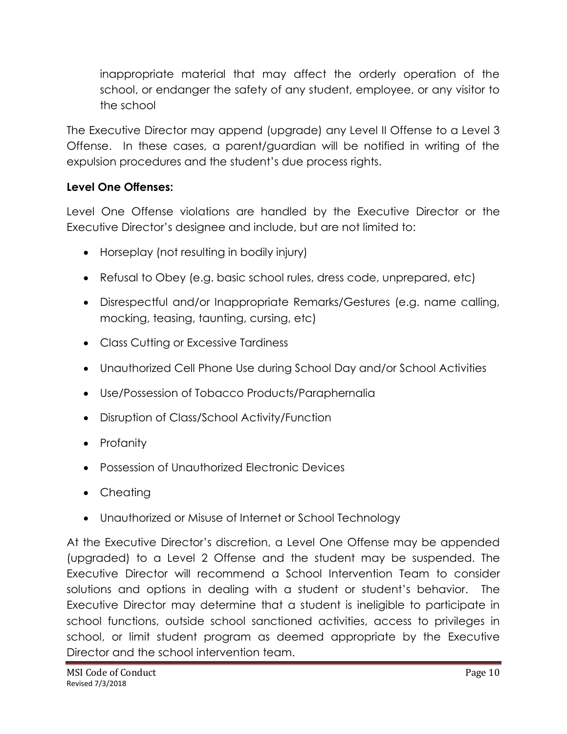inappropriate material that may affect the orderly operation of the school, or endanger the safety of any student, employee, or any visitor to the school

The Executive Director may append (upgrade) any Level II Offense to a Level 3 Offense. In these cases, a parent/guardian will be notified in writing of the expulsion procedures and the student's due process rights.

**Level One Offenses:**

Level One Offense violations are handled by the Executive Director or the Executive Director's designee and include, but are not limited to:

- Horseplay (not resulting in bodily injury)
- Refusal to Obey (e.g. basic school rules, dress code, unprepared, etc)
- Disrespectful and/or Inappropriate Remarks/Gestures (e.g. name calling, mocking, teasing, taunting, cursing, etc)
- Class Cutting or Excessive Tardiness
- Unauthorized Cell Phone Use during School Day and/or School Activities
- Use/Possession of Tobacco Products/Paraphernalia
- Disruption of Class/School Activity/Function
- Profanity
- Possession of Unauthorized Electronic Devices
- Cheating
- Unauthorized or Misuse of Internet or School Technology

At the Executive Director's discretion, a Level One Offense may be appended (upgraded) to a Level 2 Offense and the student may be suspended. The Executive Director will recommend a School Intervention Team to consider solutions and options in dealing with a student or student's behavior. The Executive Director may determine that a student is ineligible to participate in school functions, outside school sanctioned activities, access to privileges in school, or limit student program as deemed appropriate by the Executive Director and the school intervention team.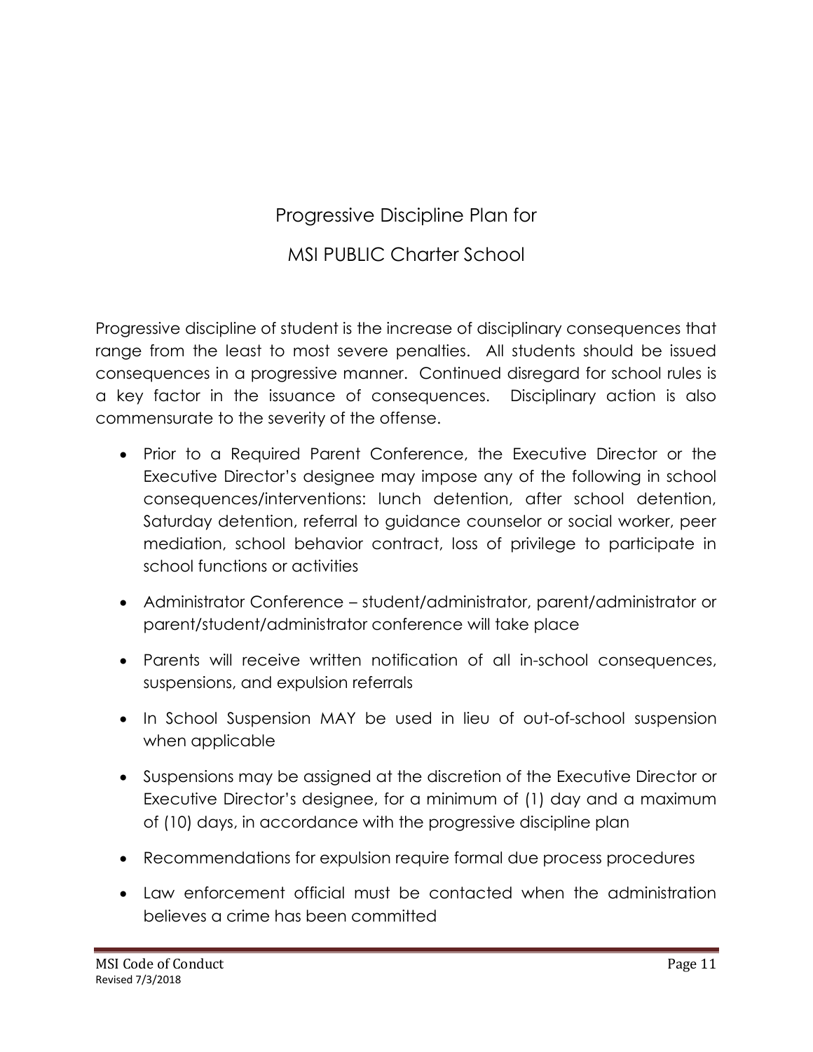# Progressive Discipline Plan for

# MSI PUBLIC Charter School

Progressive discipline of student is the increase of disciplinary consequences that range from the least to most severe penalties. All students should be issued consequences in a progressive manner. Continued disregard for school rules is a key factor in the issuance of consequences. Disciplinary action is also commensurate to the severity of the offense.

- Prior to a Required Parent Conference, the Executive Director or the Executive Director's designee may impose any of the following in school consequences/interventions: lunch detention, after school detention, Saturday detention, referral to guidance counselor or social worker, peer mediation, school behavior contract, loss of privilege to participate in school functions or activities
- Administrator Conference – student/administrator, parent/administrator or parent/student/administrator conference will take place
- Parents will receive written notification of all in-school consequences, suspensions, and expulsion referrals
- In School Suspension MAY be used in lieu of out-of-school suspension when applicable
- Suspensions may be assigned at the discretion of the Executive Director or Executive Director's designee, for a minimum of (1) day and a maximum of (10) days, in accordance with the progressive discipline plan
- Recommendations for expulsion require formal due process procedures
- Law enforcement official must be contacted when the administration believes a crime has been committed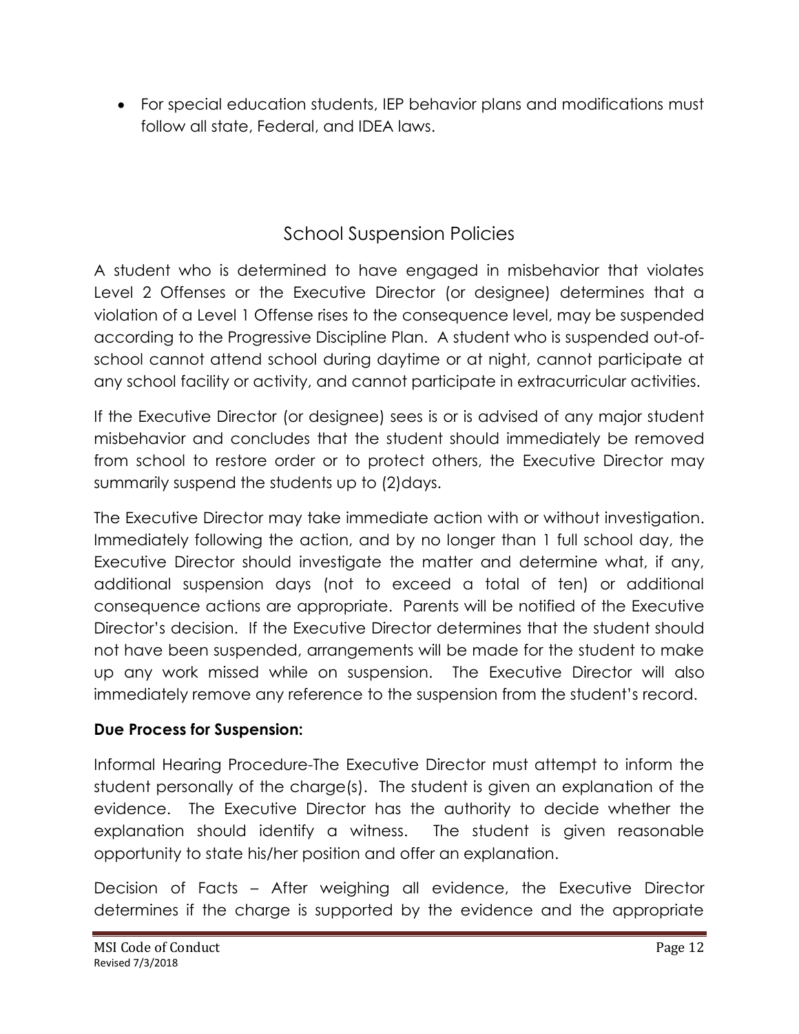- For special education students, IEP behavior plans and modifications must follow all state, Federal, and IDEA laws.

## School Suspension Policies

A student who is determined to have engaged in misbehavior that violates Level 2 Offenses or the Executive Director (or designee) determines that a violation of a Level 1 Offense rises to the consequence level, may be suspended according to the Progressive Discipline Plan. A student who is suspended out-of-school cannot attend school during daytime or at night, cannot participate at any school facility or activity, and cannot participate in extracurricular activities.

If the Executive Director (or designee) sees is or is advised of any major student misbehavior and concludes that the student should immediately be removed from school to restore order or to protect others, the Executive Director may summarily suspend the students up to (2)days.

The Executive Director may take immediate action with or without investigation. Immediately following the action, and by no longer than 1 full school day, the Executive Director should investigate the matter and determine what, if any, additional suspension days (not to exceed a total of ten) or additional consequence actions are appropriate. Parents will be notified of the Executive Director's decision. If the Executive Director determines that the student should not have been suspended, arrangements will be made for the student to make up any work missed while on suspension. The Executive Director will also immediately remove any reference to the suspension from the student's record.

**Due Process for Suspension:**

Informal Hearing Procedure-The Executive Director must attempt to inform the student personally of the charge(s). The student is given an explanation of the evidence. The Executive Director has the authority to decide whether the explanation should identify a witness. The student is given reasonable opportunity to state his/her position and offer an explanation.

Decision of Facts – After weighing all evidence, the Executive Director determines if the charge is supported by the evidence and the appropriate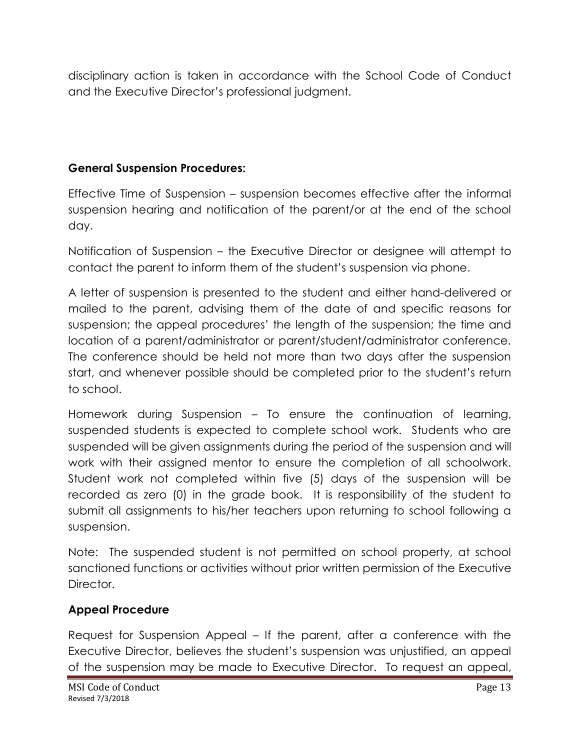disciplinary action is taken in accordance with the School Code of Conduct and the Executive Director's professional judgment.

**General Suspension Procedures:**

Effective Time of Suspension – suspension becomes effective after the informal suspension hearing and notification of the parent/or at the end of the school day.

Notification of Suspension – the Executive Director or designee will attempt to contact the parent to inform them of the student's suspension via phone.

A letter of suspension is presented to the student and either hand-delivered or mailed to the parent, advising them of the date of and specific reasons for suspension; the appeal procedures' the length of the suspension; the time and location of a parent/administrator or parent/student/administrator conference. The conference should be held not more than two days after the suspension start, and whenever possible should be completed prior to the student's return to school.

Homework during Suspension – To ensure the continuation of learning, suspended students is expected to complete school work. Students who are suspended will be given assignments during the period of the suspension and will work with their assigned mentor to ensure the completion of all schoolwork. Student work not completed within five (5) days of the suspension will be recorded as zero (0) in the grade book. It is responsibility of the student to submit all assignments to his/her teachers upon returning to school following a suspension.

Note: The suspended student is not permitted on school property, at school sanctioned functions or activities without prior written permission of the Executive Director.

**Appeal Procedure**

Request for Suspension Appeal – If the parent, after a conference with the Executive Director, believes the student's suspension was unjustified, an appeal of the suspension may be made to Executive Director. To request an appeal,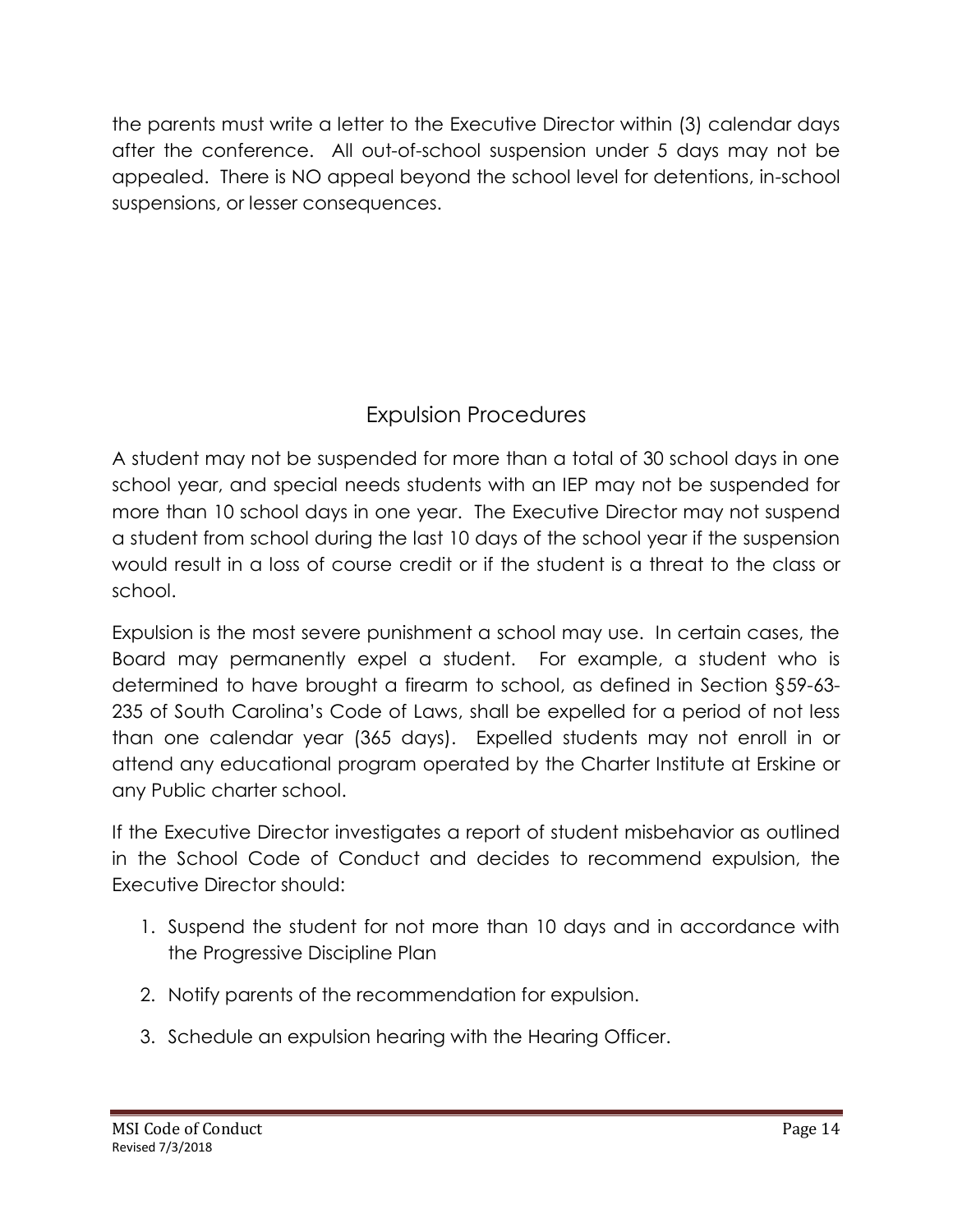the parents must write a letter to the Executive Director within (3) calendar days after the conference. All out-of-school suspension under 5 days may not be appealed. There is NO appeal beyond the school level for detentions, in-school suspensions, or lesser consequences.

## Expulsion Procedures

A student may not be suspended for more than a total of 30 school days in one school year, and special needs students with an IEP may not be suspended for more than 10 school days in one year. The Executive Director may not suspend a student from school during the last 10 days of the school year if the suspension would result in a loss of course credit or if the student is a threat to the class or school.

Expulsion is the most severe punishment a school may use. In certain cases, the Board may permanently expel a student. For example, a student who is determined to have brought a firearm to school, as defined in Section §59-63-235 of South Carolina's Code of Laws, shall be expelled for a period of not less than one calendar year (365 days). Expelled students may not enroll in or attend any educational program operated by the Charter Institute at Erskine or any Public charter school.

If the Executive Director investigates a report of student misbehavior as outlined in the School Code of Conduct and decides to recommend expulsion, the Executive Director should:

1. Suspend the student for not more than 10 days and in accordance with the Progressive Discipline Plan
2. Notify parents of the recommendation for expulsion.
3. Schedule an expulsion hearing with the Hearing Officer.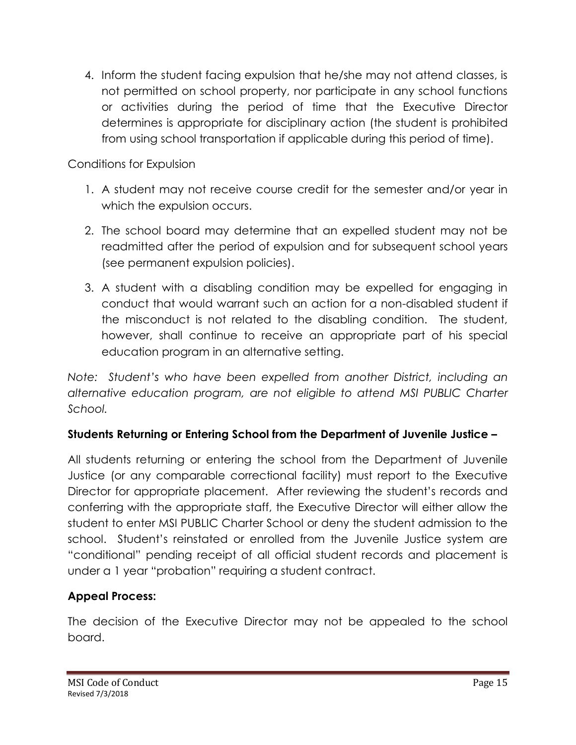4. Inform the student facing expulsion that he/she may not attend classes, is not permitted on school property, nor participate in any school functions or activities during the period of time that the Executive Director determines is appropriate for disciplinary action (the student is prohibited from using school transportation if applicable during this period of time).

Conditions for Expulsion

1. A student may not receive course credit for the semester and/or year in which the expulsion occurs.
2. The school board may determine that an expelled student may not be readmitted after the period of expulsion and for subsequent school years (see permanent expulsion policies).
3. A student with a disabling condition may be expelled for engaging in conduct that would warrant such an action for a non-disabled student if the misconduct is not related to the disabling condition. The student, however, shall continue to receive an appropriate part of his special education program in an alternative setting.

*Note: Student's who have been expelled from another District, including an alternative education program, are not eligible to attend MSI PUBLIC Charter School.*

**Students Returning or Entering School from the Department of Juvenile Justice –**

All students returning or entering the school from the Department of Juvenile Justice (or any comparable correctional facility) must report to the Executive Director for appropriate placement. After reviewing the student's records and conferring with the appropriate staff, the Executive Director will either allow the student to enter MSI PUBLIC Charter School or deny the student admission to the school. Student's reinstated or enrolled from the Juvenile Justice system are "conditional" pending receipt of all official student records and placement is under a 1 year "probation" requiring a student contract.

**Appeal Process:**

The decision of the Executive Director may not be appealed to the school board.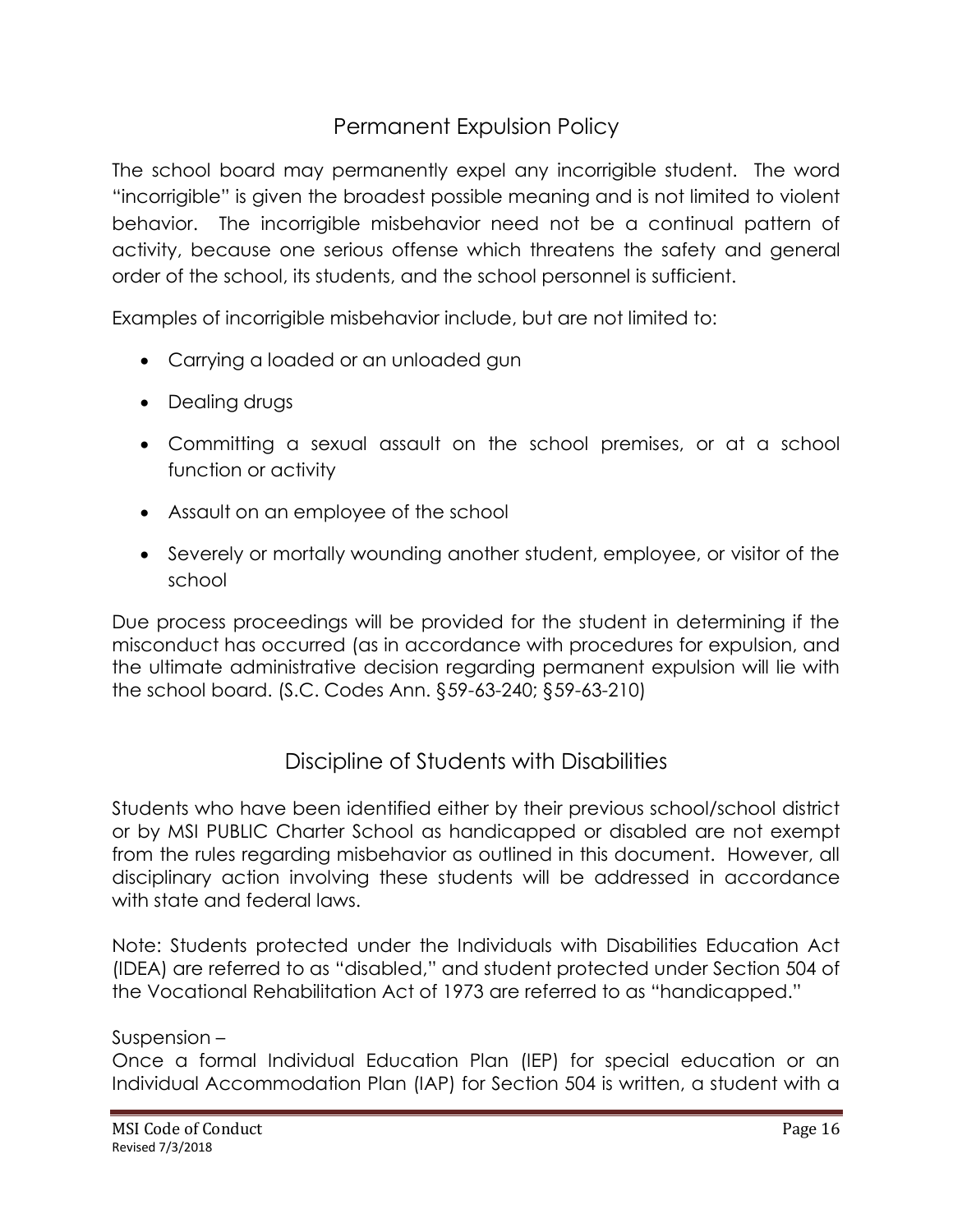## Permanent Expulsion Policy

The school board may permanently expel any incorrigible student. The word "incorrigible" is given the broadest possible meaning and is not limited to violent behavior. The incorrigible misbehavior need not be a continual pattern of activity, because one serious offense which threatens the safety and general order of the school, its students, and the school personnel is sufficient.

Examples of incorrigible misbehavior include, but are not limited to:

- Carrying a loaded or an unloaded gun
- Dealing drugs
- Committing a sexual assault on the school premises, or at a school function or activity
- Assault on an employee of the school
- Severely or mortally wounding another student, employee, or visitor of the school

Due process proceedings will be provided for the student in determining if the misconduct has occurred (as in accordance with procedures for expulsion, and the ultimate administrative decision regarding permanent expulsion will lie with the school board. (S.C. Codes Ann. §59-63-240; §59-63-210)

## Discipline of Students with Disabilities

Students who have been identified either by their previous school/school district or by MSI PUBLIC Charter School as handicapped or disabled are not exempt from the rules regarding misbehavior as outlined in this document. However, all disciplinary action involving these students will be addressed in accordance with state and federal laws.

Note: Students protected under the Individuals with Disabilities Education Act (IDEA) are referred to as "disabled," and student protected under Section 504 of the Vocational Rehabilitation Act of 1973 are referred to as "handicapped."

Suspension –
Once a formal Individual Education Plan (IEP) for special education or an Individual Accommodation Plan (IAP) for Section 504 is written, a student with a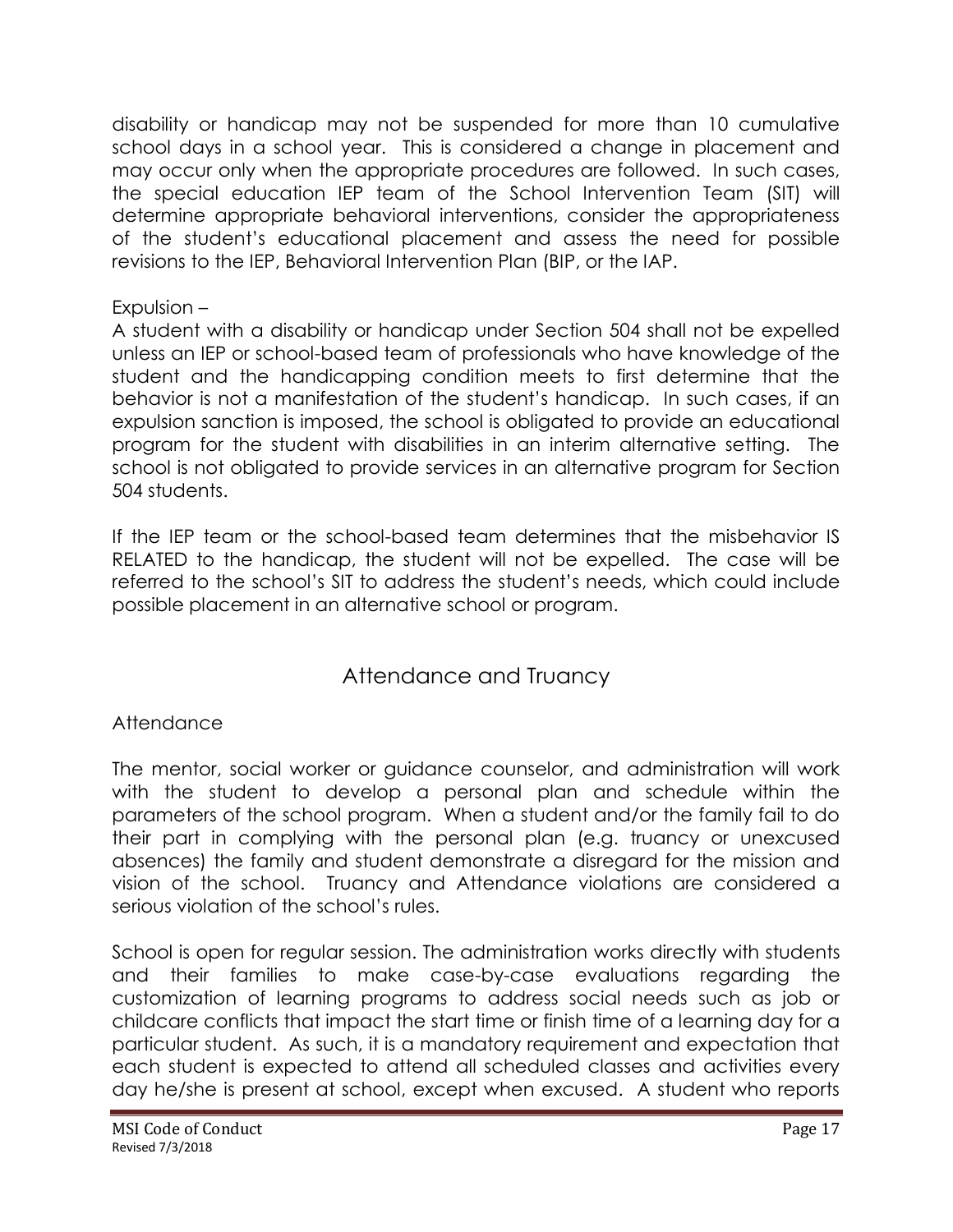disability or handicap may not be suspended for more than 10 cumulative school days in a school year. This is considered a change in placement and may occur only when the appropriate procedures are followed. In such cases, the special education IEP team of the School Intervention Team (SIT) will determine appropriate behavioral interventions, consider the appropriateness of the student's educational placement and assess the need for possible revisions to the IEP, Behavioral Intervention Plan (BIP, or the IAP.

Expulsion –

A student with a disability or handicap under Section 504 shall not be expelled unless an IEP or school-based team of professionals who have knowledge of the student and the handicapping condition meets to first determine that the behavior is not a manifestation of the student's handicap. In such cases, if an expulsion sanction is imposed, the school is obligated to provide an educational program for the student with disabilities in an interim alternative setting. The school is not obligated to provide services in an alternative program for Section 504 students.

If the IEP team or the school-based team determines that the misbehavior IS RELATED to the handicap, the student will not be expelled. The case will be referred to the school's SIT to address the student's needs, which could include possible placement in an alternative school or program.

## Attendance and Truancy

### Attendance

The mentor, social worker or guidance counselor, and administration will work with the student to develop a personal plan and schedule within the parameters of the school program. When a student and/or the family fail to do their part in complying with the personal plan (e.g. truancy or unexcused absences) the family and student demonstrate a disregard for the mission and vision of the school. Truancy and Attendance violations are considered a serious violation of the school's rules.

School is open for regular session. The administration works directly with students and their families to make case-by-case evaluations regarding the customization of learning programs to address social needs such as job or childcare conflicts that impact the start time or finish time of a learning day for a particular student. As such, it is a mandatory requirement and expectation that each student is expected to attend all scheduled classes and activities every day he/she is present at school, except when excused. A student who reports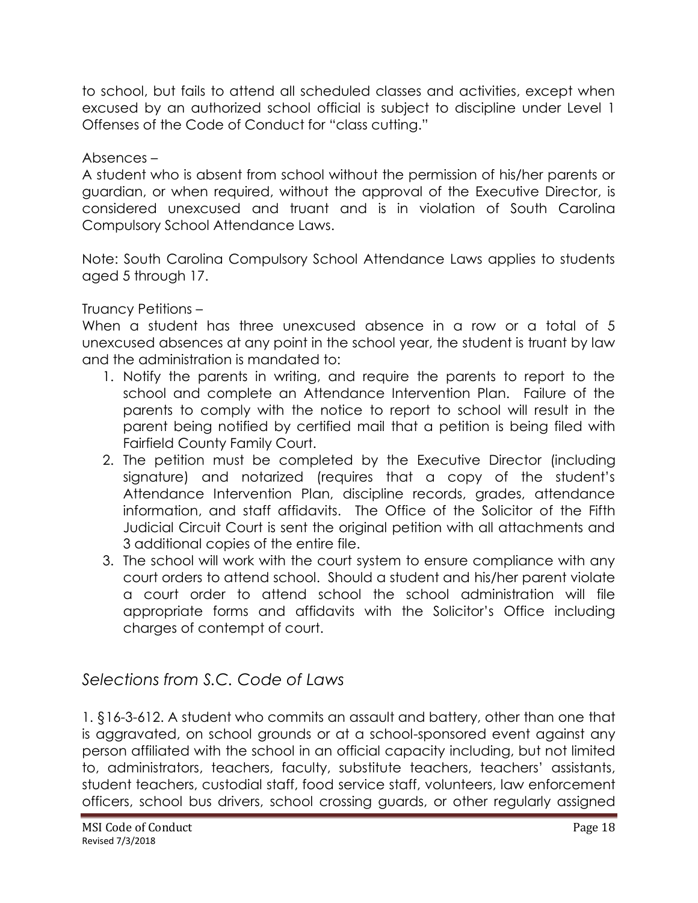to school, but fails to attend all scheduled classes and activities, except when excused by an authorized school official is subject to discipline under Level 1 Offenses of the Code of Conduct for "class cutting."

Absences –

A student who is absent from school without the permission of his/her parents or guardian, or when required, without the approval of the Executive Director, is considered unexcused and truant and is in violation of South Carolina Compulsory School Attendance Laws.

Note: South Carolina Compulsory School Attendance Laws applies to students aged 5 through 17.

Truancy Petitions –

When a student has three unexcused absence in a row or a total of 5 unexcused absences at any point in the school year, the student is truant by law and the administration is mandated to:

1. Notify the parents in writing, and require the parents to report to the school and complete an Attendance Intervention Plan. Failure of the parents to comply with the notice to report to school will result in the parent being notified by certified mail that a petition is being filed with Fairfield County Family Court.
2. The petition must be completed by the Executive Director (including signature) and notarized (requires that a copy of the student's Attendance Intervention Plan, discipline records, grades, attendance information, and staff affidavits. The Office of the Solicitor of the Fifth Judicial Circuit Court is sent the original petition with all attachments and 3 additional copies of the entire file.
3. The school will work with the court system to ensure compliance with any court orders to attend school. Should a student and his/her parent violate a court order to attend school the school administration will file appropriate forms and affidavits with the Solicitor's Office including charges of contempt of court.

## *Selections from S.C. Code of Laws*

1. §16-3-612. A student who commits an assault and battery, other than one that is aggravated, on school grounds or at a school-sponsored event against any person affiliated with the school in an official capacity including, but not limited to, administrators, teachers, faculty, substitute teachers, teachers' assistants, student teachers, custodial staff, food service staff, volunteers, law enforcement officers, school bus drivers, school crossing guards, or other regularly assigned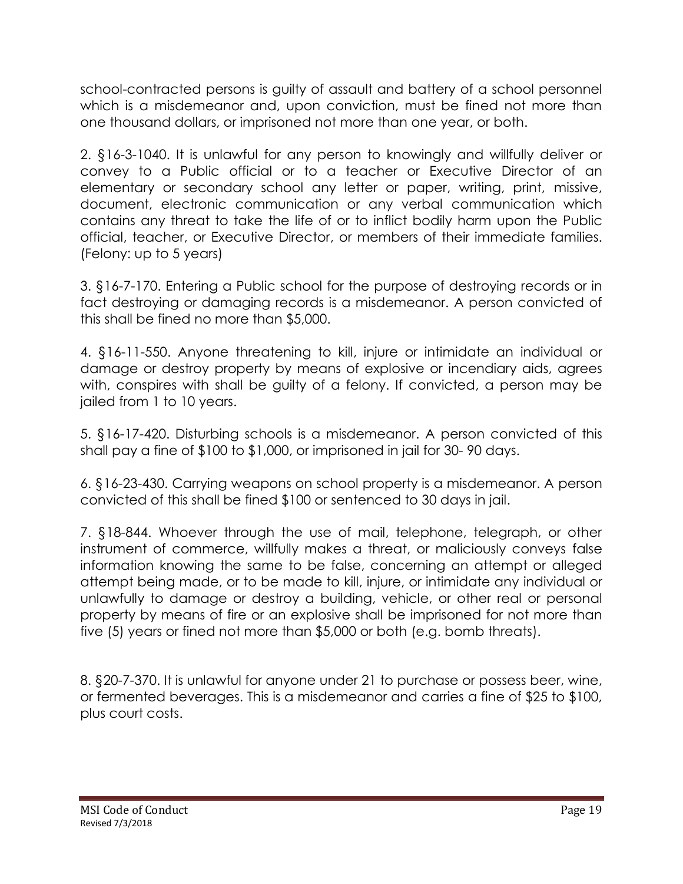school-contracted persons is guilty of assault and battery of a school personnel which is a misdemeanor and, upon conviction, must be fined not more than one thousand dollars, or imprisoned not more than one year, or both.

2. §16-3-1040. It is unlawful for any person to knowingly and willfully deliver or convey to a Public official or to a teacher or Executive Director of an elementary or secondary school any letter or paper, writing, print, missive, document, electronic communication or any verbal communication which contains any threat to take the life of or to inflict bodily harm upon the Public official, teacher, or Executive Director, or members of their immediate families. (Felony: up to 5 years)

3. §16-7-170. Entering a Public school for the purpose of destroying records or in fact destroying or damaging records is a misdemeanor. A person convicted of this shall be fined no more than $5,000.

4. §16-11-550. Anyone threatening to kill, injure or intimidate an individual or damage or destroy property by means of explosive or incendiary aids, agrees with, conspires with shall be guilty of a felony. If convicted, a person may be jailed from 1 to 10 years.

5. §16-17-420. Disturbing schools is a misdemeanor. A person convicted of this shall pay a fine of $100 to $1,000, or imprisoned in jail for 30- 90 days.

6. §16-23-430. Carrying weapons on school property is a misdemeanor. A person convicted of this shall be fined $100 or sentenced to 30 days in jail.

7. §18-844. Whoever through the use of mail, telephone, telegraph, or other instrument of commerce, willfully makes a threat, or maliciously conveys false information knowing the same to be false, concerning an attempt or alleged attempt being made, or to be made to kill, injure, or intimidate any individual or unlawfully to damage or destroy a building, vehicle, or other real or personal property by means of fire or an explosive shall be imprisoned for not more than five (5) years or fined not more than $5,000 or both (e.g. bomb threats).

8. §20-7-370. It is unlawful for anyone under 21 to purchase or possess beer, wine, or fermented beverages. This is a misdemeanor and carries a fine of $25 to $100, plus court costs.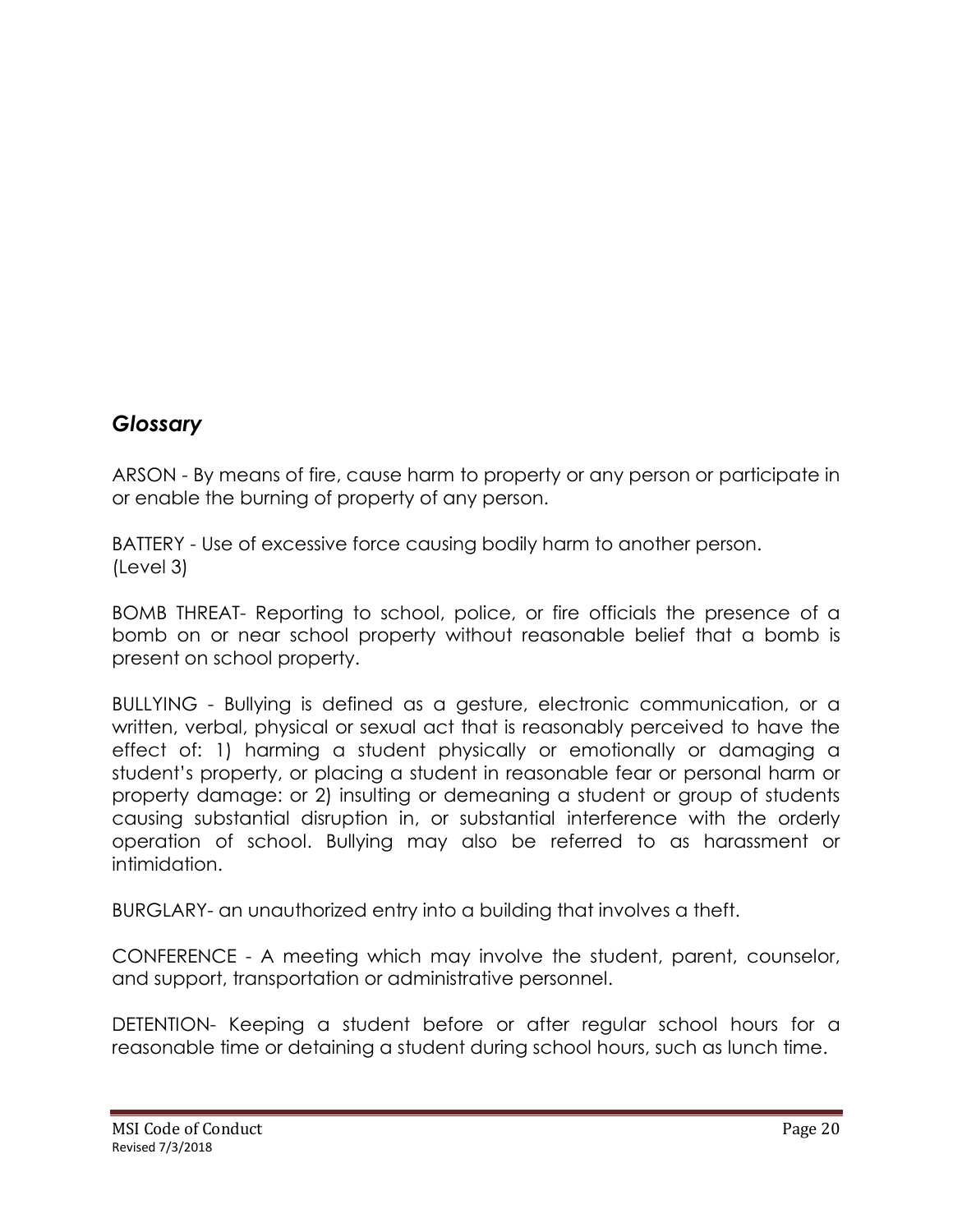## *Glossary*

ARSON - By means of fire, cause harm to property or any person or participate in or enable the burning of property of any person.

BATTERY - Use of excessive force causing bodily harm to another person. (Level 3)

BOMB THREAT- Reporting to school, police, or fire officials the presence of a bomb on or near school property without reasonable belief that a bomb is present on school property.

BULLYING - Bullying is defined as a gesture, electronic communication, or a written, verbal, physical or sexual act that is reasonably perceived to have the effect of: 1) harming a student physically or emotionally or damaging a student's property, or placing a student in reasonable fear or personal harm or property damage: or 2) insulting or demeaning a student or group of students causing substantial disruption in, or substantial interference with the orderly operation of school. Bullying may also be referred to as harassment or intimidation.

BURGLARY- an unauthorized entry into a building that involves a theft.

CONFERENCE - A meeting which may involve the student, parent, counselor, and support, transportation or administrative personnel.

DETENTION- Keeping a student before or after regular school hours for a reasonable time or detaining a student during school hours, such as lunch time.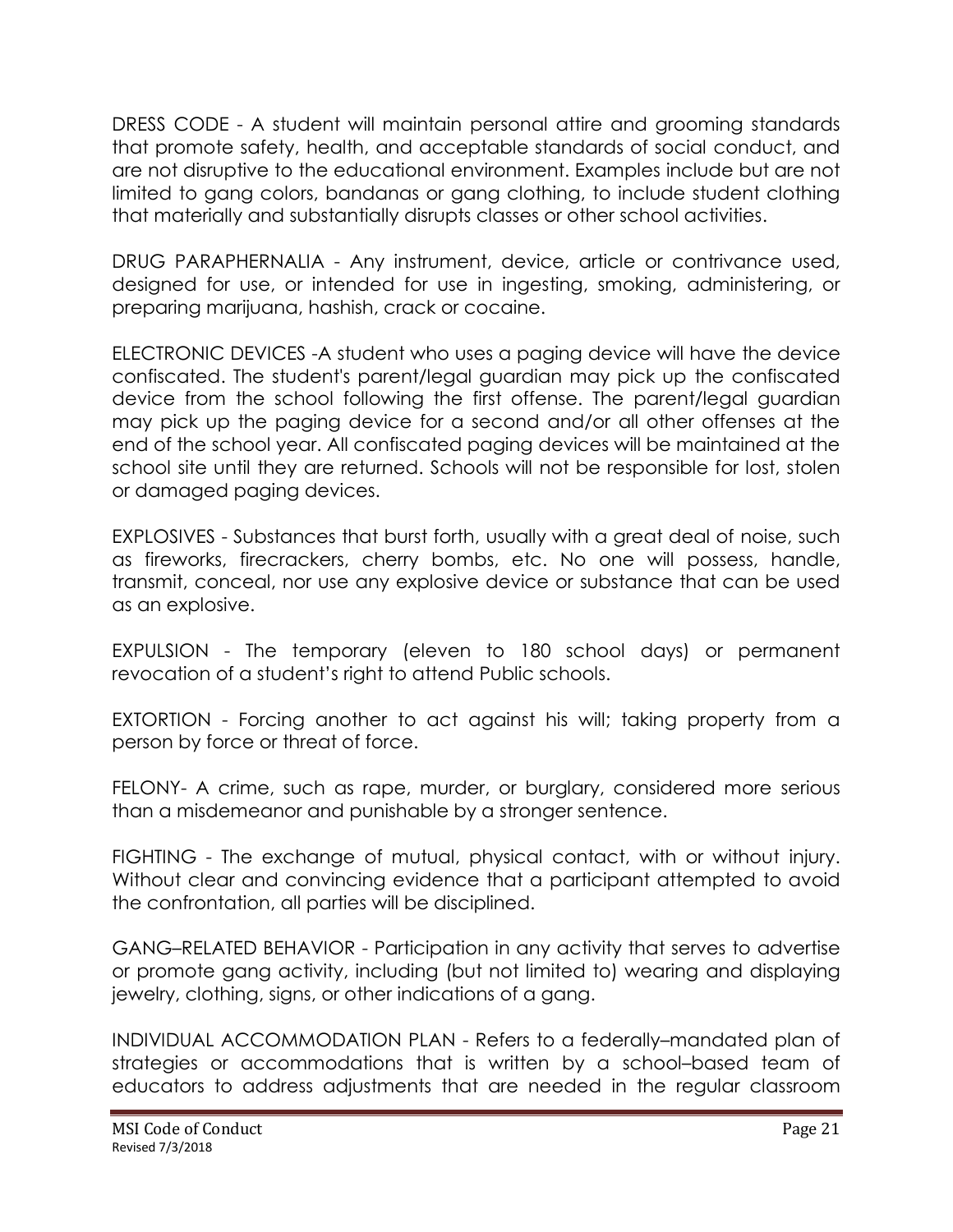DRESS CODE - A student will maintain personal attire and grooming standards that promote safety, health, and acceptable standards of social conduct, and are not disruptive to the educational environment. Examples include but are not limited to gang colors, bandanas or gang clothing, to include student clothing that materially and substantially disrupts classes or other school activities.

DRUG PARAPHERNALIA - Any instrument, device, article or contrivance used, designed for use, or intended for use in ingesting, smoking, administering, or preparing marijuana, hashish, crack or cocaine.

ELECTRONIC DEVICES -A student who uses a paging device will have the device confiscated. The student's parent/legal guardian may pick up the confiscated device from the school following the first offense. The parent/legal guardian may pick up the paging device for a second and/or all other offenses at the end of the school year. All confiscated paging devices will be maintained at the school site until they are returned. Schools will not be responsible for lost, stolen or damaged paging devices.

EXPLOSIVES - Substances that burst forth, usually with a great deal of noise, such as fireworks, firecrackers, cherry bombs, etc. No one will possess, handle, transmit, conceal, nor use any explosive device or substance that can be used as an explosive.

EXPULSION - The temporary (eleven to 180 school days) or permanent revocation of a student's right to attend Public schools.

EXTORTION - Forcing another to act against his will; taking property from a person by force or threat of force.

FELONY- A crime, such as rape, murder, or burglary, considered more serious than a misdemeanor and punishable by a stronger sentence.

FIGHTING - The exchange of mutual, physical contact, with or without injury. Without clear and convincing evidence that a participant attempted to avoid the confrontation, all parties will be disciplined.

GANG–RELATED BEHAVIOR - Participation in any activity that serves to advertise or promote gang activity, including (but not limited to) wearing and displaying jewelry, clothing, signs, or other indications of a gang.

INDIVIDUAL ACCOMMODATION PLAN - Refers to a federally–mandated plan of strategies or accommodations that is written by a school–based team of educators to address adjustments that are needed in the regular classroom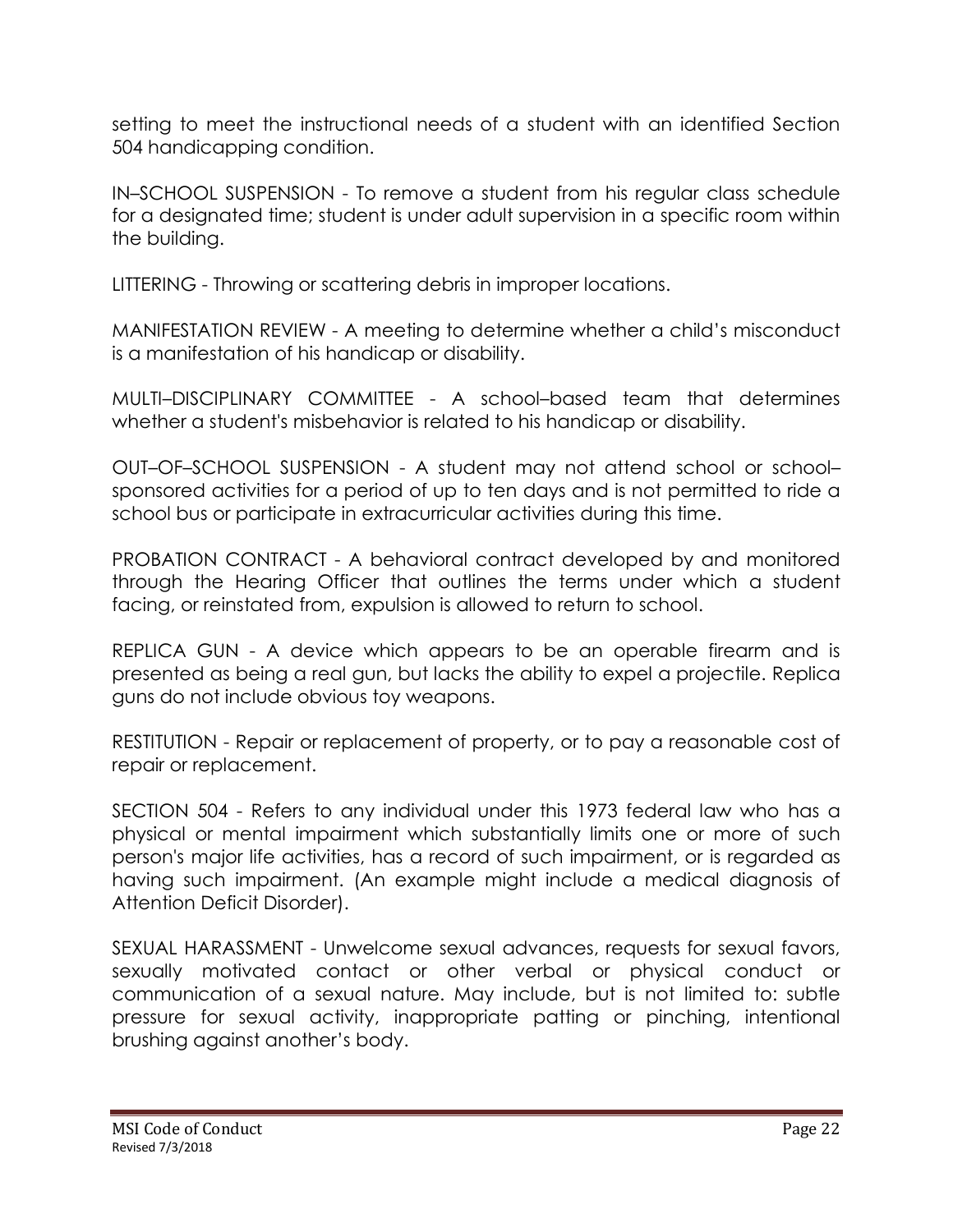setting to meet the instructional needs of a student with an identified Section 504 handicapping condition.

IN–SCHOOL SUSPENSION - To remove a student from his regular class schedule for a designated time; student is under adult supervision in a specific room within the building.

LITTERING - Throwing or scattering debris in improper locations.

MANIFESTATION REVIEW - A meeting to determine whether a child's misconduct is a manifestation of his handicap or disability.

MULTI–DISCIPLINARY COMMITTEE - A school–based team that determines whether a student's misbehavior is related to his handicap or disability.

OUT–OF–SCHOOL SUSPENSION - A student may not attend school or school–sponsored activities for a period of up to ten days and is not permitted to ride a school bus or participate in extracurricular activities during this time.

PROBATION CONTRACT - A behavioral contract developed by and monitored through the Hearing Officer that outlines the terms under which a student facing, or reinstated from, expulsion is allowed to return to school.

REPLICA GUN - A device which appears to be an operable firearm and is presented as being a real gun, but lacks the ability to expel a projectile. Replica guns do not include obvious toy weapons.

RESTITUTION - Repair or replacement of property, or to pay a reasonable cost of repair or replacement.

SECTION 504 - Refers to any individual under this 1973 federal law who has a physical or mental impairment which substantially limits one or more of such person's major life activities, has a record of such impairment, or is regarded as having such impairment. (An example might include a medical diagnosis of Attention Deficit Disorder).

SEXUAL HARASSMENT - Unwelcome sexual advances, requests for sexual favors, sexually motivated contact or other verbal or physical conduct or communication of a sexual nature. May include, but is not limited to: subtle pressure for sexual activity, inappropriate patting or pinching, intentional brushing against another's body.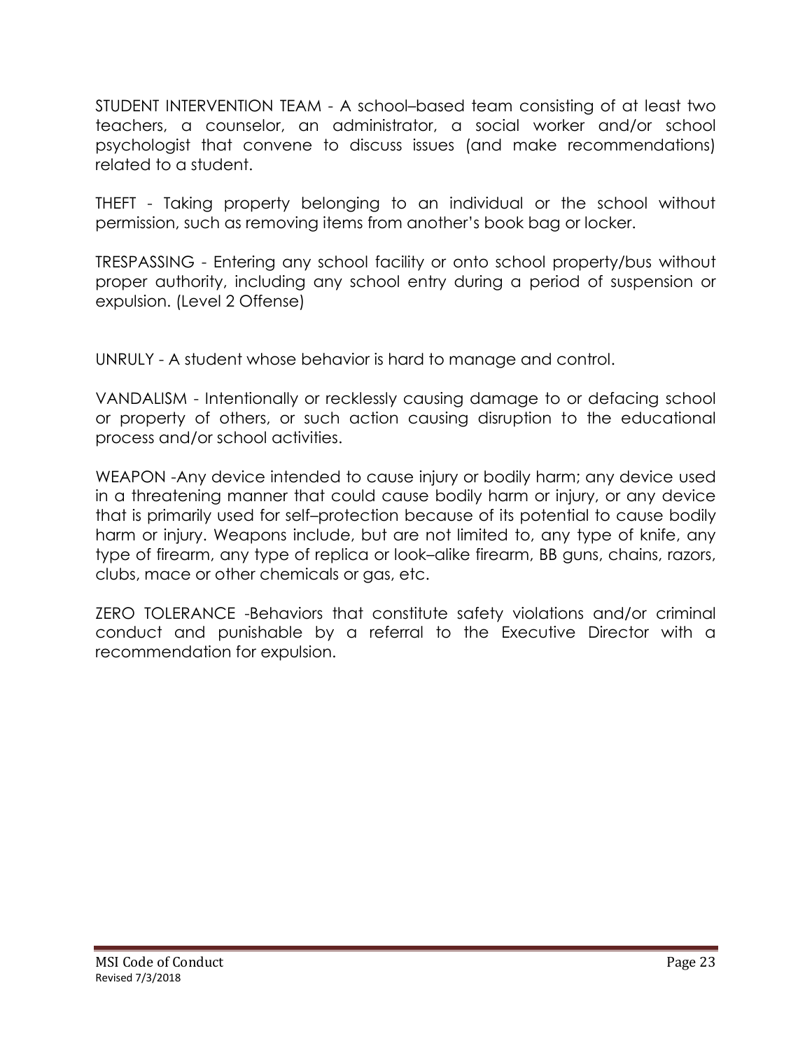STUDENT INTERVENTION TEAM - A school–based team consisting of at least two teachers, a counselor, an administrator, a social worker and/or school psychologist that convene to discuss issues (and make recommendations) related to a student.

THEFT - Taking property belonging to an individual or the school without permission, such as removing items from another's book bag or locker.

TRESPASSING - Entering any school facility or onto school property/bus without proper authority, including any school entry during a period of suspension or expulsion. (Level 2 Offense)

UNRULY - A student whose behavior is hard to manage and control.

VANDALISM - Intentionally or recklessly causing damage to or defacing school or property of others, or such action causing disruption to the educational process and/or school activities.

WEAPON -Any device intended to cause injury or bodily harm; any device used in a threatening manner that could cause bodily harm or injury, or any device that is primarily used for self–protection because of its potential to cause bodily harm or injury. Weapons include, but are not limited to, any type of knife, any type of firearm, any type of replica or look–alike firearm, BB guns, chains, razors, clubs, mace or other chemicals or gas, etc.

ZERO TOLERANCE -Behaviors that constitute safety violations and/or criminal conduct and punishable by a referral to the Executive Director with a recommendation for expulsion.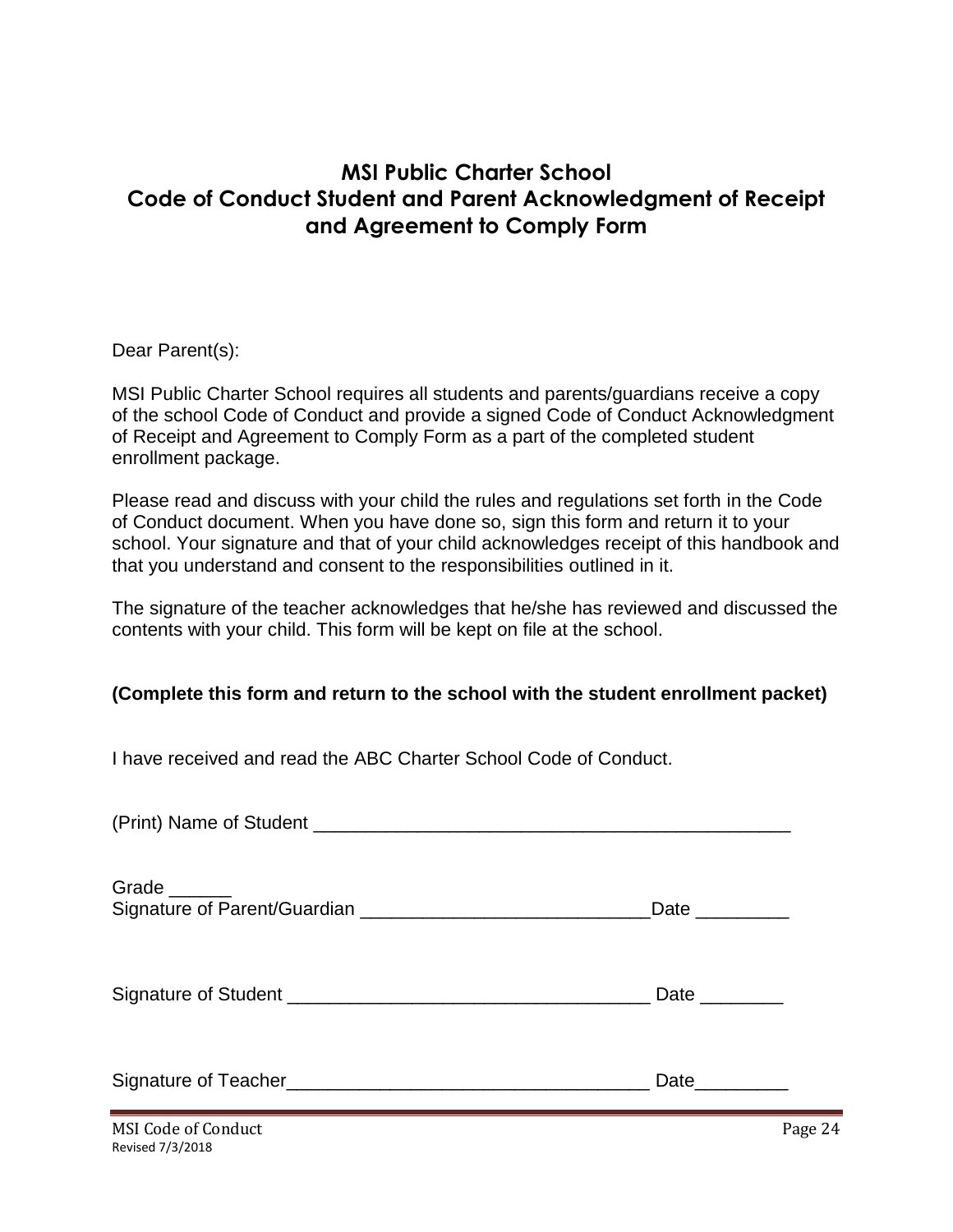# MSI Public Charter School
# Code of Conduct Student and Parent Acknowledgment of Receipt and Agreement to Comply Form

Dear Parent(s):

MSI Public Charter School requires all students and parents/guardians receive a copy of the school Code of Conduct and provide a signed Code of Conduct Acknowledgment of Receipt and Agreement to Comply Form as a part of the completed student enrollment package.

Please read and discuss with your child the rules and regulations set forth in the Code of Conduct document. When you have done so, sign this form and return it to your school. Your signature and that of your child acknowledges receipt of this handbook and that you understand and consent to the responsibilities outlined in it.

The signature of the teacher acknowledges that he/she has reviewed and discussed the contents with your child. This form will be kept on file at the school.

**(Complete this form and return to the school with the student enrollment packet)**

I have received and read the ABC Charter School Code of Conduct.

(Print) Name of Student _______________________________________________

Grade ______
Signature of Parent/Guardian ___________________________Date _________

Signature of Student __________________________________ Date ________

Signature of Teacher__________________________________ Date_________